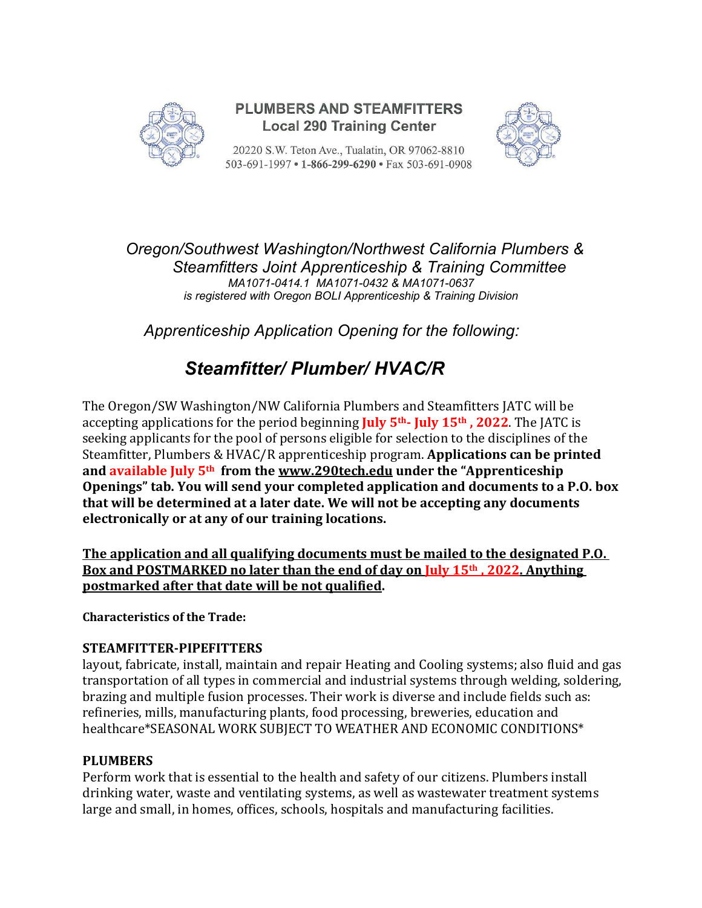# PLUMBERS AND STEAMFITTERS
## Local 290 Training Center

20220 S.W. Teton Ave., Tualatin, OR 97062-8810
503-691-1997 • **1-866-299-6290** • Fax 503-691-0908

*Oregon/Southwest Washington/Northwest California Plumbers & Steamfitters Joint Apprenticeship & Training Committee*
*MA1071-0414.1 MA1071-0432 & MA1071-0637*
*is registered with Oregon BOLI Apprenticeship & Training Division*

*Apprenticeship Application Opening for the following:*

## *Steamfitter/ Plumber/ HVAC/R*

The Oregon/SW Washington/NW California Plumbers and Steamfitters JATC will be accepting applications for the period beginning **July 5th- July 15th , 2022**. The JATC is seeking applicants for the pool of persons eligible for selection to the disciplines of the Steamfitter, Plumbers & HVAC/R apprenticeship program. **Applications can be printed and available July 5th from the www.290tech.edu under the "Apprenticeship Openings" tab. You will send your completed application and documents to a P.O. box that will be determined at a later date. We will not be accepting any documents electronically or at any of our training locations.**

**The application and all qualifying documents must be mailed to the designated P.O. Box and POSTMARKED no later than the end of day on July 15th , 2022. Anything postmarked after that date will be not qualified.**

**Characteristics of the Trade:**

**STEAMFITTER-PIPEFITTERS**

layout, fabricate, install, maintain and repair Heating and Cooling systems; also fluid and gas transportation of all types in commercial and industrial systems through welding, soldering, brazing and multiple fusion processes. Their work is diverse and include fields such as: refineries, mills, manufacturing plants, food processing, breweries, education and healthcare*SEASONAL WORK SUBJECT TO WEATHER AND ECONOMIC CONDITIONS*

**PLUMBERS**

Perform work that is essential to the health and safety of our citizens. Plumbers install drinking water, waste and ventilating systems, as well as wastewater treatment systems large and small, in homes, offices, schools, hospitals and manufacturing facilities.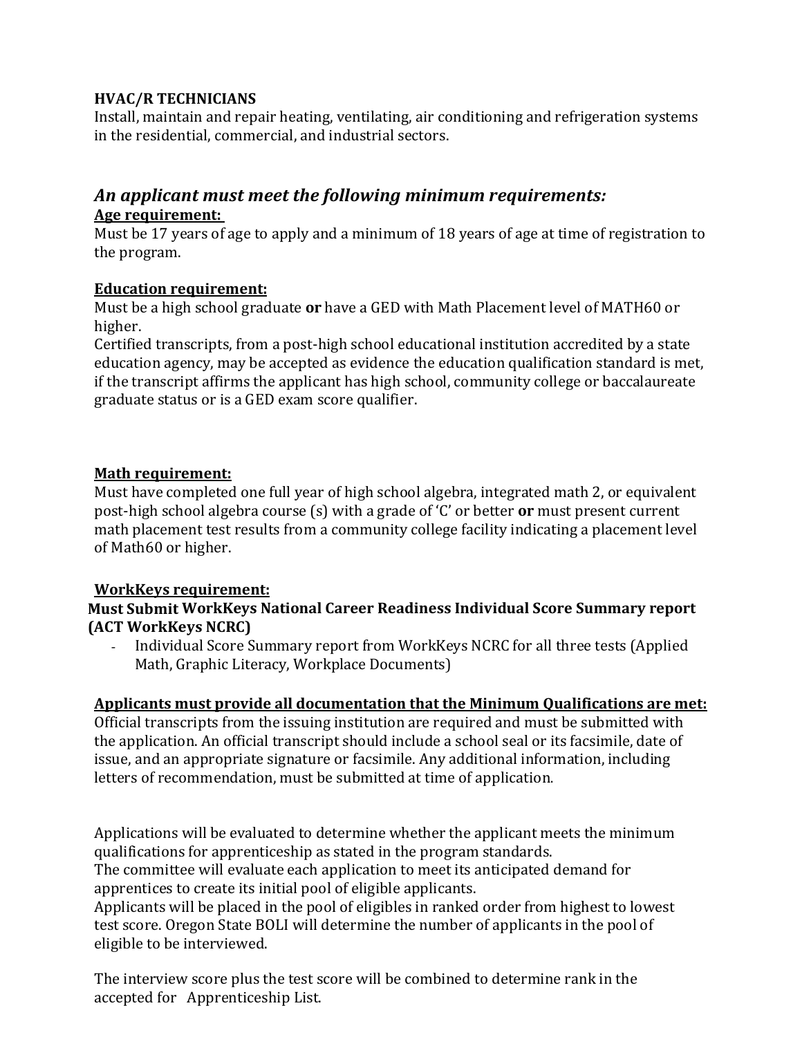**HVAC/R TECHNICIANS**
Install, maintain and repair heating, ventilating, air conditioning and refrigeration systems in the residential, commercial, and industrial sectors.

## *An applicant must meet the following minimum requirements:*

**Age requirement:**
Must be 17 years of age to apply and a minimum of 18 years of age at time of registration to the program.

**Education requirement:**
Must be a high school graduate **or** have a GED with Math Placement level of MATH60 or higher.
Certified transcripts, from a post-high school educational institution accredited by a state education agency, may be accepted as evidence the education qualification standard is met, if the transcript affirms the applicant has high school, community college or baccalaureate graduate status or is a GED exam score qualifier.

**Math requirement:**
Must have completed one full year of high school algebra, integrated math 2, or equivalent post-high school algebra course (s) with a grade of 'C' or better **or** must present current math placement test results from a community college facility indicating a placement level of Math60 or higher.

**WorkKeys requirement:**
**Must Submit WorkKeys National Career Readiness Individual Score Summary report (ACT WorkKeys NCRC)**

- Individual Score Summary report from WorkKeys NCRC for all three tests (Applied Math, Graphic Literacy, Workplace Documents)

**Applicants must provide all documentation that the Minimum Qualifications are met:**
Official transcripts from the issuing institution are required and must be submitted with the application. An official transcript should include a school seal or its facsimile, date of issue, and an appropriate signature or facsimile. Any additional information, including letters of recommendation, must be submitted at time of application.

Applications will be evaluated to determine whether the applicant meets the minimum qualifications for apprenticeship as stated in the program standards.
The committee will evaluate each application to meet its anticipated demand for apprentices to create its initial pool of eligible applicants.
Applicants will be placed in the pool of eligibles in ranked order from highest to lowest test score. Oregon State BOLI will determine the number of applicants in the pool of eligible to be interviewed.

The interview score plus the test score will be combined to determine rank in the accepted for Apprenticeship List.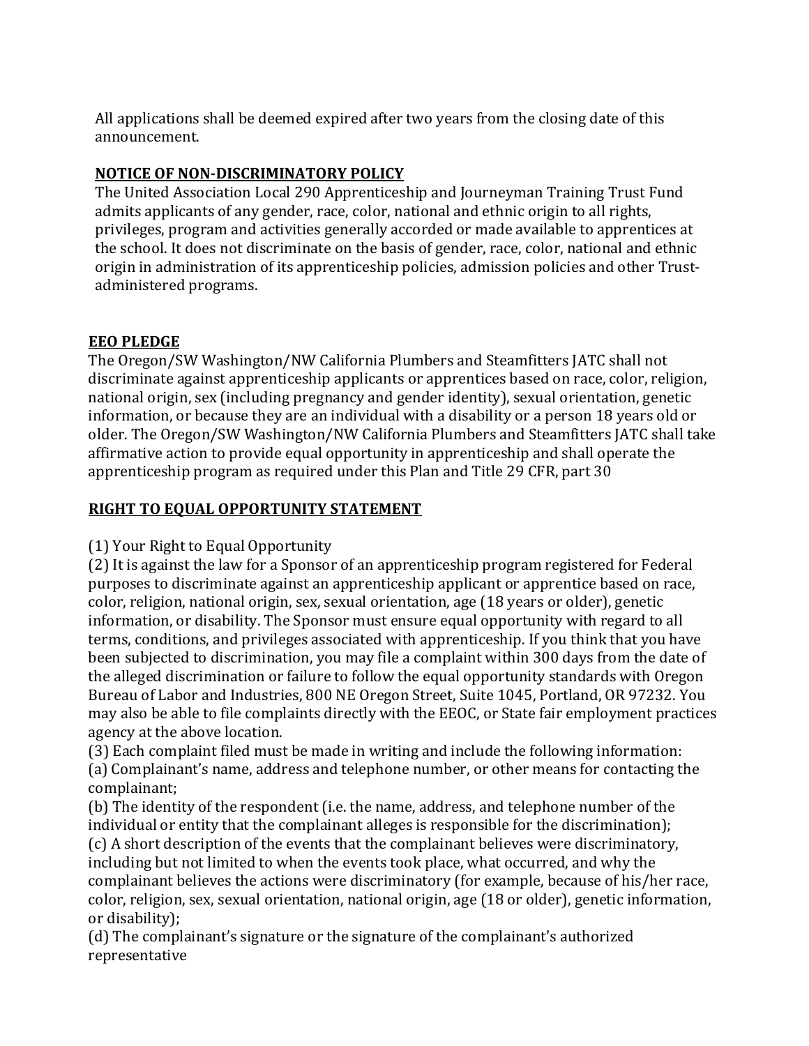All applications shall be deemed expired after two years from the closing date of this announcement.

**NOTICE OF NON-DISCRIMINATORY POLICY**

The United Association Local 290 Apprenticeship and Journeyman Training Trust Fund admits applicants of any gender, race, color, national and ethnic origin to all rights, privileges, program and activities generally accorded or made available to apprentices at the school. It does not discriminate on the basis of gender, race, color, national and ethnic origin in administration of its apprenticeship policies, admission policies and other Trust-administered programs.

**EEO PLEDGE**

The Oregon/SW Washington/NW California Plumbers and Steamfitters JATC shall not discriminate against apprenticeship applicants or apprentices based on race, color, religion, national origin, sex (including pregnancy and gender identity), sexual orientation, genetic information, or because they are an individual with a disability or a person 18 years old or older. The Oregon/SW Washington/NW California Plumbers and Steamfitters JATC shall take affirmative action to provide equal opportunity in apprenticeship and shall operate the apprenticeship program as required under this Plan and Title 29 CFR, part 30

**RIGHT TO EQUAL OPPORTUNITY STATEMENT**

(1) Your Right to Equal Opportunity

(2) It is against the law for a Sponsor of an apprenticeship program registered for Federal purposes to discriminate against an apprenticeship applicant or apprentice based on race, color, religion, national origin, sex, sexual orientation, age (18 years or older), genetic information, or disability. The Sponsor must ensure equal opportunity with regard to all terms, conditions, and privileges associated with apprenticeship. If you think that you have been subjected to discrimination, you may file a complaint within 300 days from the date of the alleged discrimination or failure to follow the equal opportunity standards with Oregon Bureau of Labor and Industries, 800 NE Oregon Street, Suite 1045, Portland, OR 97232. You may also be able to file complaints directly with the EEOC, or State fair employment practices agency at the above location.

(3) Each complaint filed must be made in writing and include the following information:

(a) Complainant's name, address and telephone number, or other means for contacting the complainant;

(b) The identity of the respondent (i.e. the name, address, and telephone number of the individual or entity that the complainant alleges is responsible for the discrimination);

(c) A short description of the events that the complainant believes were discriminatory, including but not limited to when the events took place, what occurred, and why the complainant believes the actions were discriminatory (for example, because of his/her race, color, religion, sex, sexual orientation, national origin, age (18 or older), genetic information, or disability);

(d) The complainant's signature or the signature of the complainant's authorized representative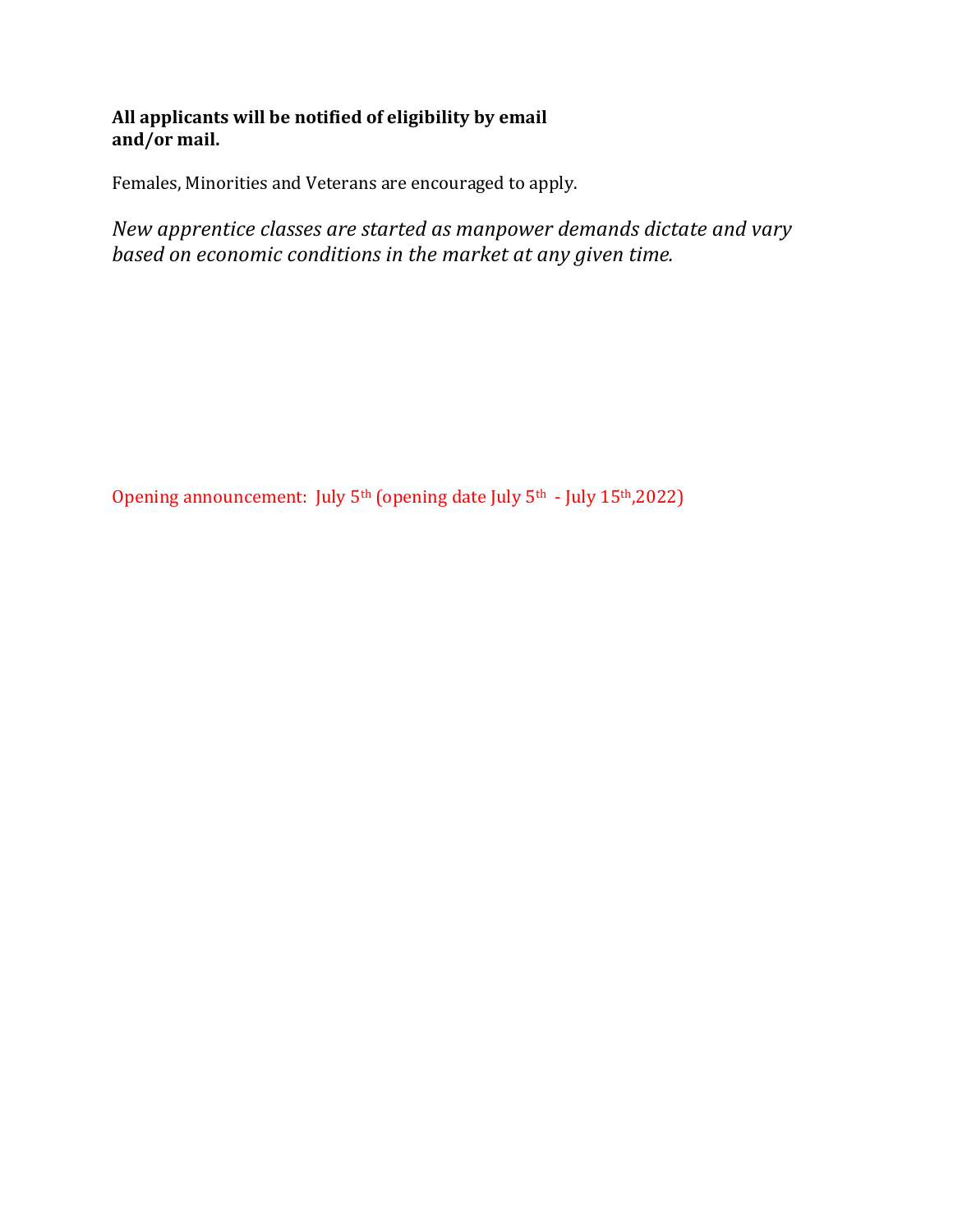**All applicants will be notified of eligibility by email and/or mail.**

Females, Minorities and Veterans are encouraged to apply.

*New apprentice classes are started as manpower demands dictate and vary based on economic conditions in the market at any given time.*

Opening announcement: July 5th (opening date July 5th - July 15th,2022)